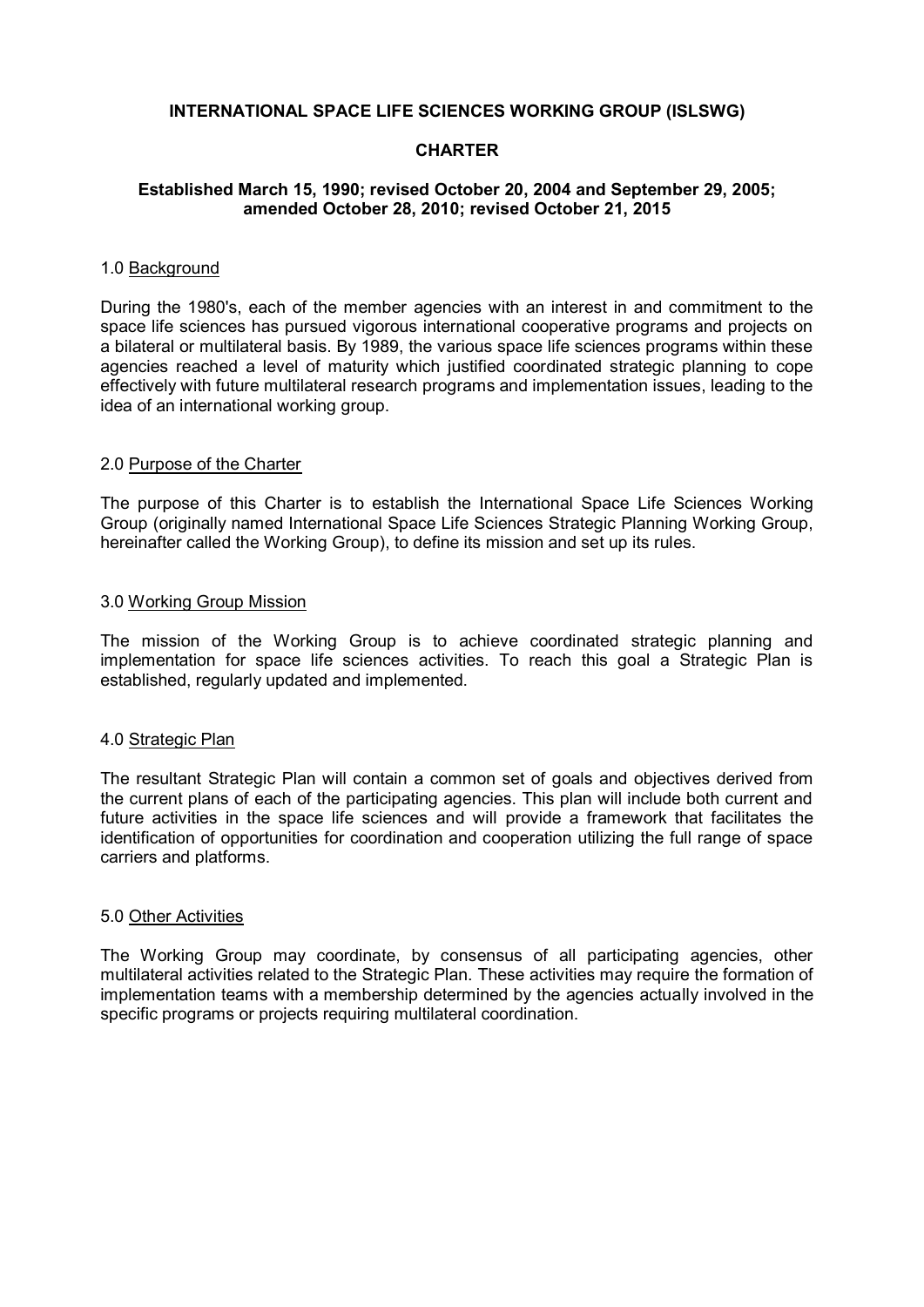# INTERNATIONAL SPACE LIFE SCIENCES WORKING GROUP (ISLSWG)

## CHARTER

**Established March 15, 1990; revised October 20, 2004 and September 29, 2005; amended October 28, 2010; revised October 21, 2015**

### 1.0 Background

During the 1980's, each of the member agencies with an interest in and commitment to the space life sciences has pursued vigorous international cooperative programs and projects on a bilateral or multilateral basis. By 1989, the various space life sciences programs within these agencies reached a level of maturity which justified coordinated strategic planning to cope effectively with future multilateral research programs and implementation issues, leading to the idea of an international working group.

### 2.0 Purpose of the Charter

The purpose of this Charter is to establish the International Space Life Sciences Working Group (originally named International Space Life Sciences Strategic Planning Working Group, hereinafter called the Working Group), to define its mission and set up its rules.

### 3.0 Working Group Mission

The mission of the Working Group is to achieve coordinated strategic planning and implementation for space life sciences activities. To reach this goal a Strategic Plan is established, regularly updated and implemented.

### 4.0 Strategic Plan

The resultant Strategic Plan will contain a common set of goals and objectives derived from the current plans of each of the participating agencies. This plan will include both current and future activities in the space life sciences and will provide a framework that facilitates the identification of opportunities for coordination and cooperation utilizing the full range of space carriers and platforms.

### 5.0 Other Activities

The Working Group may coordinate, by consensus of all participating agencies, other multilateral activities related to the Strategic Plan. These activities may require the formation of implementation teams with a membership determined by the agencies actually involved in the specific programs or projects requiring multilateral coordination.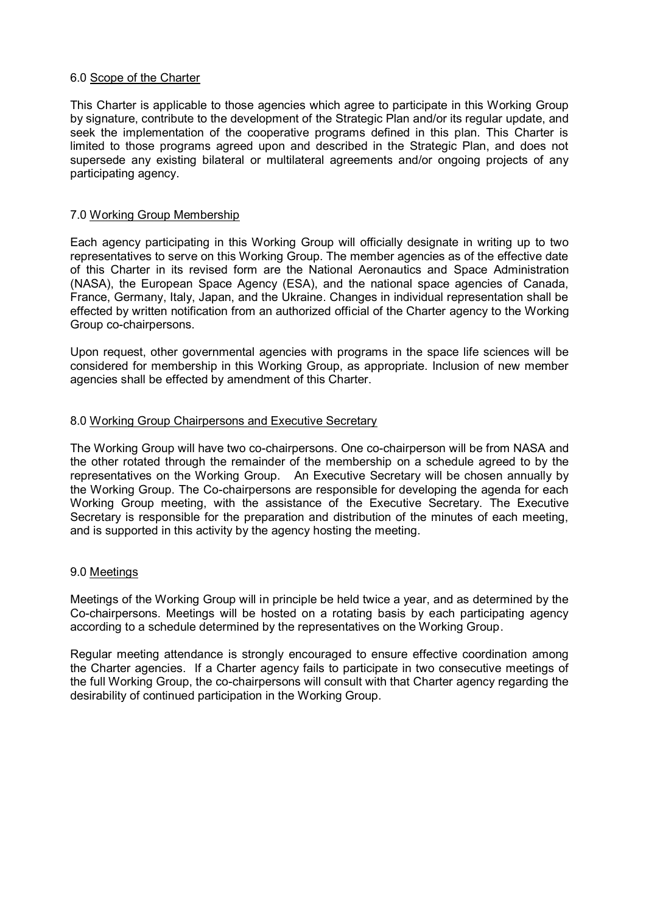## 6.0 Scope of the Charter

This Charter is applicable to those agencies which agree to participate in this Working Group by signature, contribute to the development of the Strategic Plan and/or its regular update, and seek the implementation of the cooperative programs defined in this plan. This Charter is limited to those programs agreed upon and described in the Strategic Plan, and does not supersede any existing bilateral or multilateral agreements and/or ongoing projects of any participating agency.

## 7.0 Working Group Membership

Each agency participating in this Working Group will officially designate in writing up to two representatives to serve on this Working Group. The member agencies as of the effective date of this Charter in its revised form are the National Aeronautics and Space Administration (NASA), the European Space Agency (ESA), and the national space agencies of Canada, France, Germany, Italy, Japan, and the Ukraine. Changes in individual representation shall be effected by written notification from an authorized official of the Charter agency to the Working Group co-chairpersons.

Upon request, other governmental agencies with programs in the space life sciences will be considered for membership in this Working Group, as appropriate. Inclusion of new member agencies shall be effected by amendment of this Charter.

## 8.0 Working Group Chairpersons and Executive Secretary

The Working Group will have two co-chairpersons. One co-chairperson will be from NASA and the other rotated through the remainder of the membership on a schedule agreed to by the representatives on the Working Group. An Executive Secretary will be chosen annually by the Working Group. The Co-chairpersons are responsible for developing the agenda for each Working Group meeting, with the assistance of the Executive Secretary. The Executive Secretary is responsible for the preparation and distribution of the minutes of each meeting, and is supported in this activity by the agency hosting the meeting.

## 9.0 Meetings

Meetings of the Working Group will in principle be held twice a year, and as determined by the Co-chairpersons. Meetings will be hosted on a rotating basis by each participating agency according to a schedule determined by the representatives on the Working Group.

Regular meeting attendance is strongly encouraged to ensure effective coordination among the Charter agencies. If a Charter agency fails to participate in two consecutive meetings of the full Working Group, the co-chairpersons will consult with that Charter agency regarding the desirability of continued participation in the Working Group.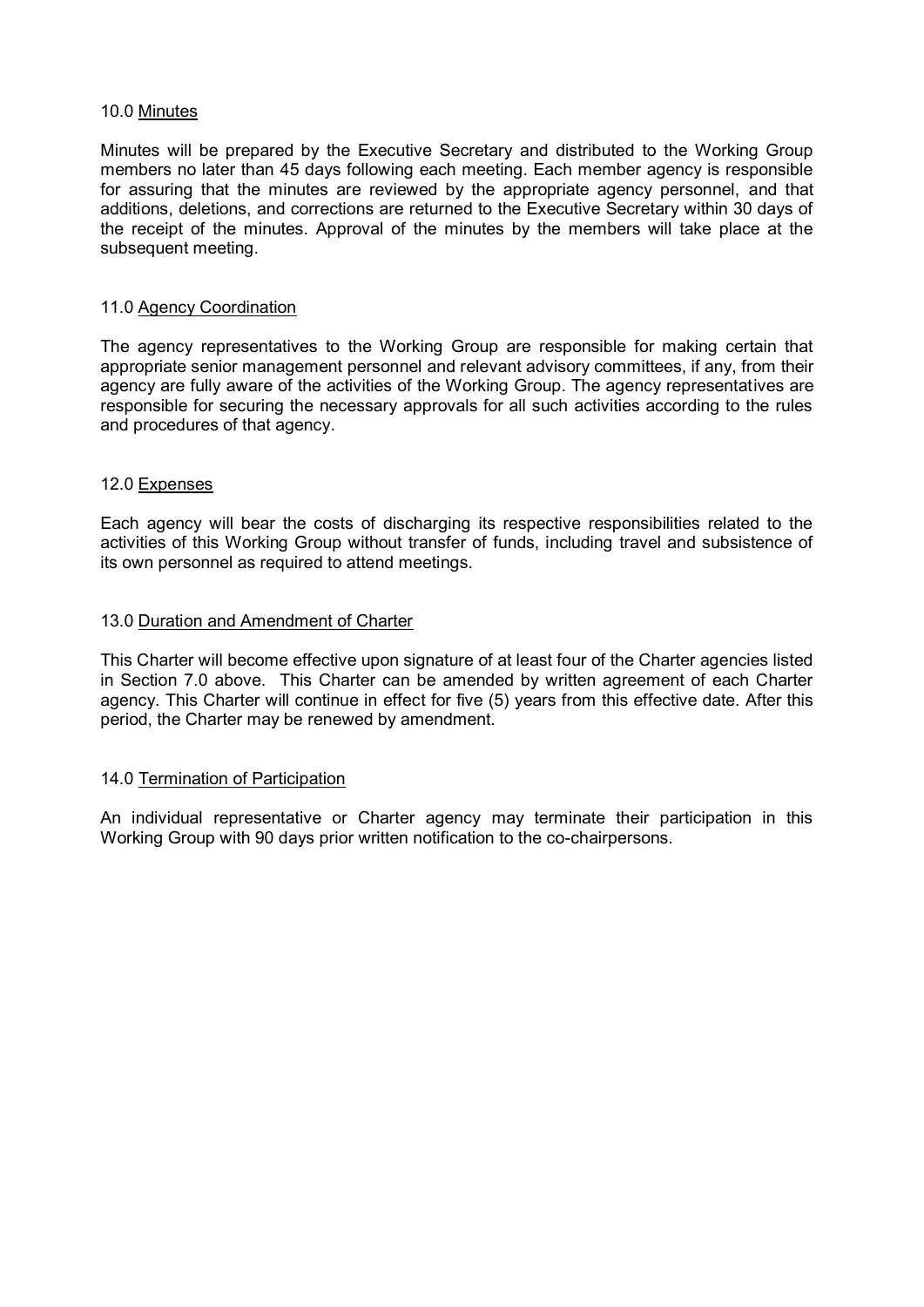## 10.0 Minutes

Minutes will be prepared by the Executive Secretary and distributed to the Working Group members no later than 45 days following each meeting. Each member agency is responsible for assuring that the minutes are reviewed by the appropriate agency personnel, and that additions, deletions, and corrections are returned to the Executive Secretary within 30 days of the receipt of the minutes. Approval of the minutes by the members will take place at the subsequent meeting.

## 11.0 Agency Coordination

The agency representatives to the Working Group are responsible for making certain that appropriate senior management personnel and relevant advisory committees, if any, from their agency are fully aware of the activities of the Working Group. The agency representatives are responsible for securing the necessary approvals for all such activities according to the rules and procedures of that agency.

## 12.0 Expenses

Each agency will bear the costs of discharging its respective responsibilities related to the activities of this Working Group without transfer of funds, including travel and subsistence of its own personnel as required to attend meetings.

## 13.0 Duration and Amendment of Charter

This Charter will become effective upon signature of at least four of the Charter agencies listed in Section 7.0 above. This Charter can be amended by written agreement of each Charter agency. This Charter will continue in effect for five (5) years from this effective date. After this period, the Charter may be renewed by amendment.

## 14.0 Termination of Participation

An individual representative or Charter agency may terminate their participation in this Working Group with 90 days prior written notification to the co-chairpersons.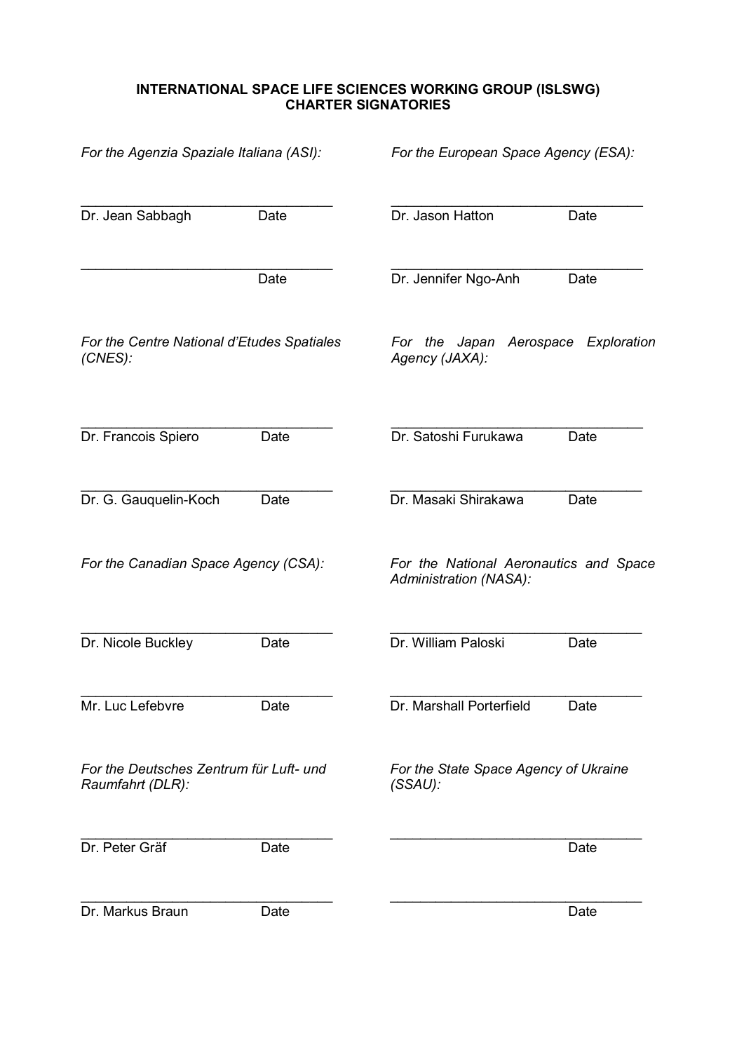**INTERNATIONAL SPACE LIFE SCIENCES WORKING GROUP (ISLSWG)**
**CHARTER SIGNATORIES**

*For the Agenzia Spaziale Italiana (ASI):*

\_\_\_\_\_\_\_\_\_\_\_\_\_\_\_\_\_\_\_\_\_\_\_\_\_\_\_\_\_\_\_\_
Dr. Jean Sabbagh Date

\_\_\_\_\_\_\_\_\_\_\_\_\_\_\_\_\_\_\_\_\_\_\_\_\_\_\_\_\_\_\_\_
Date

*For the European Space Agency (ESA):*

\_\_\_\_\_\_\_\_\_\_\_\_\_\_\_\_\_\_\_\_\_\_\_\_\_\_\_\_\_\_\_\_
Dr. Jason Hatton Date

\_\_\_\_\_\_\_\_\_\_\_\_\_\_\_\_\_\_\_\_\_\_\_\_\_\_\_\_\_\_\_\_
Dr. Jennifer Ngo-Anh Date

*For the Centre National d'Etudes Spatiales (CNES):*

\_\_\_\_\_\_\_\_\_\_\_\_\_\_\_\_\_\_\_\_\_\_\_\_\_\_\_\_\_\_\_\_
Dr. Francois Spiero Date

\_\_\_\_\_\_\_\_\_\_\_\_\_\_\_\_\_\_\_\_\_\_\_\_\_\_\_\_\_\_\_\_
Dr. G. Gauquelin-Koch Date

*For the Japan Aerospace Exploration Agency (JAXA):*

\_\_\_\_\_\_\_\_\_\_\_\_\_\_\_\_\_\_\_\_\_\_\_\_\_\_\_\_\_\_\_\_
Dr. Satoshi Furukawa Date

\_\_\_\_\_\_\_\_\_\_\_\_\_\_\_\_\_\_\_\_\_\_\_\_\_\_\_\_\_\_\_\_
Dr. Masaki Shirakawa Date

*For the Canadian Space Agency (CSA):*

\_\_\_\_\_\_\_\_\_\_\_\_\_\_\_\_\_\_\_\_\_\_\_\_\_\_\_\_\_\_\_\_
Dr. Nicole Buckley Date

\_\_\_\_\_\_\_\_\_\_\_\_\_\_\_\_\_\_\_\_\_\_\_\_\_\_\_\_\_\_\_\_
Mr. Luc Lefebvre Date

*For the National Aeronautics and Space Administration (NASA):*

\_\_\_\_\_\_\_\_\_\_\_\_\_\_\_\_\_\_\_\_\_\_\_\_\_\_\_\_\_\_\_\_
Dr. William Paloski Date

\_\_\_\_\_\_\_\_\_\_\_\_\_\_\_\_\_\_\_\_\_\_\_\_\_\_\_\_\_\_\_\_
Dr. Marshall Porterfield Date

*For the Deutsches Zentrum für Luft- und Raumfahrt (DLR):*

\_\_\_\_\_\_\_\_\_\_\_\_\_\_\_\_\_\_\_\_\_\_\_\_\_\_\_\_\_\_\_\_
Dr. Peter Gräf Date

\_\_\_\_\_\_\_\_\_\_\_\_\_\_\_\_\_\_\_\_\_\_\_\_\_\_\_\_\_\_\_\_
Dr. Markus Braun Date

*For the State Space Agency of Ukraine (SSAU):*

\_\_\_\_\_\_\_\_\_\_\_\_\_\_\_\_\_\_\_\_\_\_\_\_\_\_\_\_\_\_\_\_
Date

\_\_\_\_\_\_\_\_\_\_\_\_\_\_\_\_\_\_\_\_\_\_\_\_\_\_\_\_\_\_\_\_
Date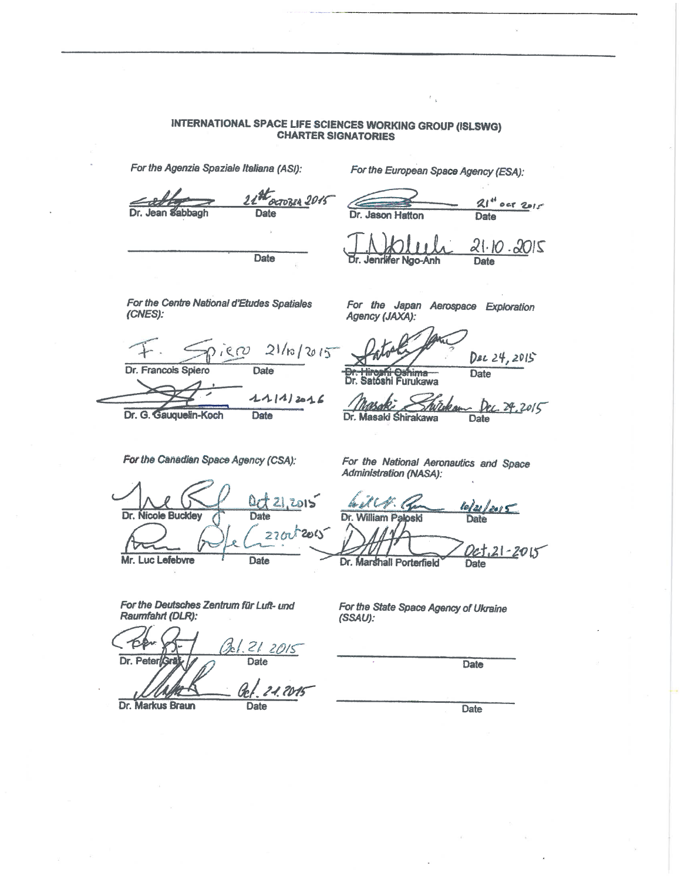## INTERNATIONAL SPACE LIFE SCIENCES WORKING GROUP (ISLSWG) CHARTER SIGNATORIES

*For the Agenzia Spaziale Italiana (ASI):*

| | |
|---|---|
| Dr. Jean Sabbagh | 21st OCTOBER 2015 |
| | Date |

*For the European Space Agency (ESA):*

| | |
|---|---|
| Dr. Jason Hatton | 21st oct 2015 |
| Dr. Jennifer Ngo-Anh | 21.10.2015 |

*For the Centre National d'Etudes Spatiales (CNES):*

| | |
|---|---|
| Dr. Francois Spiero | 21/10/2015 |
| Dr. G. Gauquelin-Koch | 11/1/2016 |

*For the Japan Aerospace Exploration Agency (JAXA):*

| | |
|---|---|
| ~~Dr. Hiroshi Oshima~~ Dr. Satoshi Furukawa | Dec 24, 2015 |
| Dr. Masaki Shirakawa | Dec. 24, 2015 |

*For the Canadian Space Agency (CSA):*

| | |
|---|---|
| Dr. Nicole Buckley | Oct 21, 2015 |
| Mr. Luc Lefebvre | 27 oct 2015 |

*For the National Aeronautics and Space Administration (NASA):*

| | |
|---|---|
| Dr. William Paloski | 10/21/2015 |
| Dr. Marshall Porterfield | Oct. 21-2015 |

*For the Deutsches Zentrum für Luft- und Raumfahrt (DLR):*

| | |
|---|---|
| Dr. Peter Gräf | Oct. 21 2015 |
| Dr. Markus Braun | Oct. 21. 2015 |

*For the State Space Agency of Ukraine (SSAU):*

| | |
|---|---|
| | Date |
| | Date |